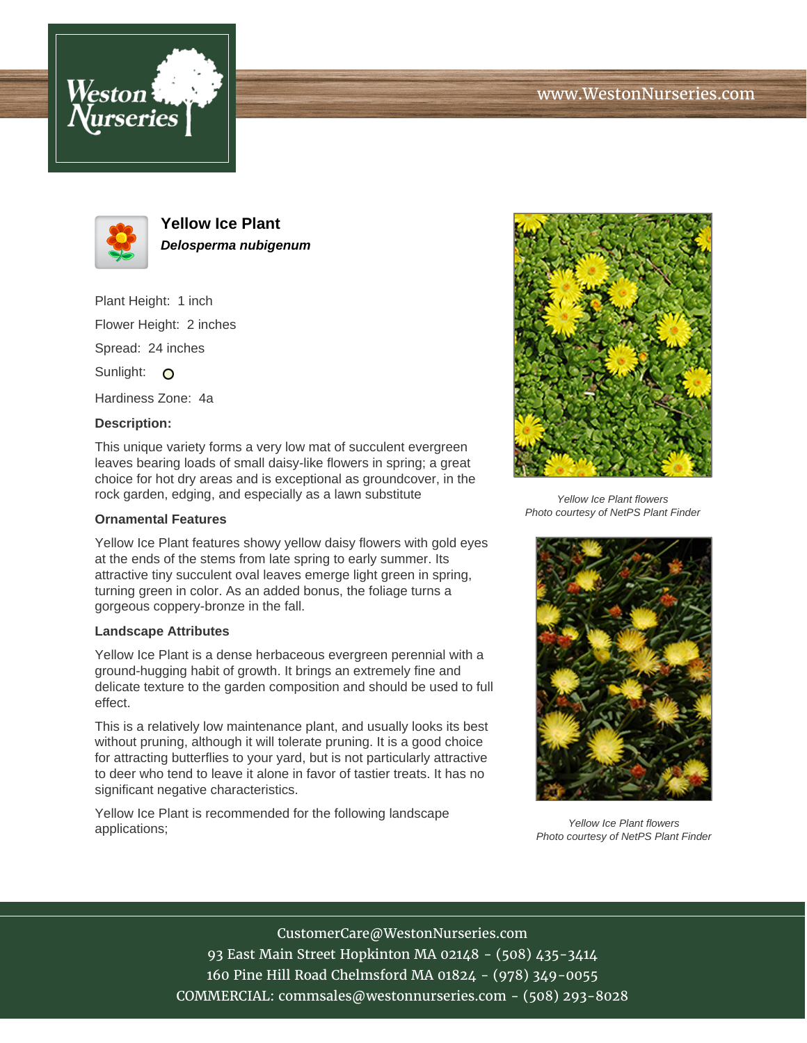# Yellow Ice Plant

***Delosperma nubigenum***

Plant Height: 1 inch

Flower Height: 2 inches

Spread: 24 inches

Sunlight:

Hardiness Zone: 4a

**Description:**

This unique variety forms a very low mat of succulent evergreen leaves bearing loads of small daisy-like flowers in spring; a great choice for hot dry areas and is exceptional as groundcover, in the rock garden, edging, and especially as a lawn substitute

**Ornamental Features**

Yellow Ice Plant features showy yellow daisy flowers with gold eyes at the ends of the stems from late spring to early summer. Its attractive tiny succulent oval leaves emerge light green in spring, turning green in color. As an added bonus, the foliage turns a gorgeous coppery-bronze in the fall.

**Landscape Attributes**

Yellow Ice Plant is a dense herbaceous evergreen perennial with a ground-hugging habit of growth. It brings an extremely fine and delicate texture to the garden composition and should be used to full effect.

This is a relatively low maintenance plant, and usually looks its best without pruning, although it will tolerate pruning. It is a good choice for attracting butterflies to your yard, but is not particularly attractive to deer who tend to leave it alone in favor of tastier treats. It has no significant negative characteristics.

Yellow Ice Plant is recommended for the following landscape applications;

*Yellow Ice Plant flowers*
*Photo courtesy of NetPS Plant Finder*

*Yellow Ice Plant flowers*
*Photo courtesy of NetPS Plant Finder*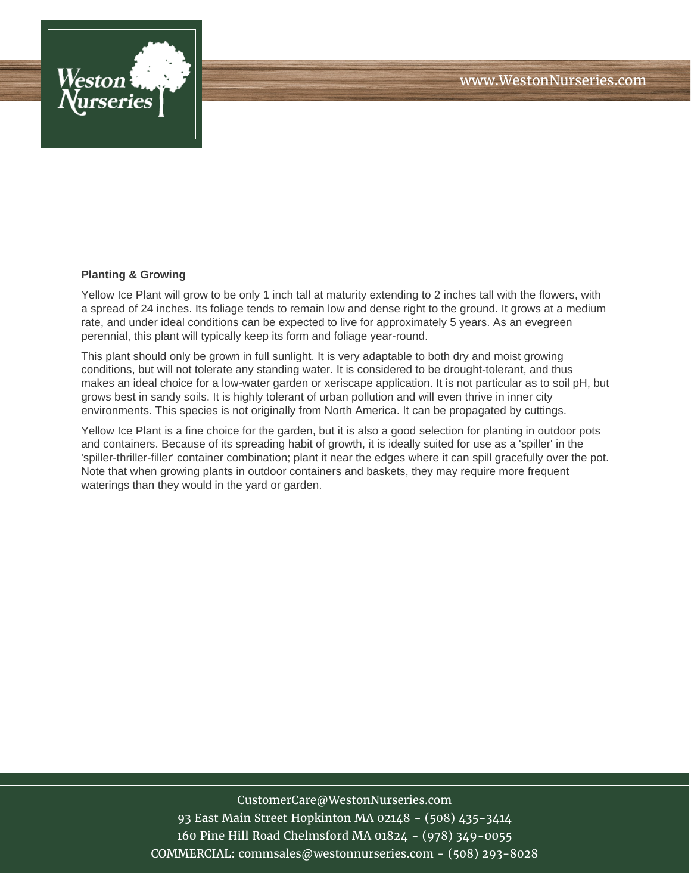**Planting & Growing**

Yellow Ice Plant will grow to be only 1 inch tall at maturity extending to 2 inches tall with the flowers, with a spread of 24 inches. Its foliage tends to remain low and dense right to the ground. It grows at a medium rate, and under ideal conditions can be expected to live for approximately 5 years. As an evegreen perennial, this plant will typically keep its form and foliage year-round.

This plant should only be grown in full sunlight. It is very adaptable to both dry and moist growing conditions, but will not tolerate any standing water. It is considered to be drought-tolerant, and thus makes an ideal choice for a low-water garden or xeriscape application. It is not particular as to soil pH, but grows best in sandy soils. It is highly tolerant of urban pollution and will even thrive in inner city environments. This species is not originally from North America. It can be propagated by cuttings.

Yellow Ice Plant is a fine choice for the garden, but it is also a good selection for planting in outdoor pots and containers. Because of its spreading habit of growth, it is ideally suited for use as a 'spiller' in the 'spiller-thriller-filler' container combination; plant it near the edges where it can spill gracefully over the pot. Note that when growing plants in outdoor containers and baskets, they may require more frequent waterings than they would in the yard or garden.